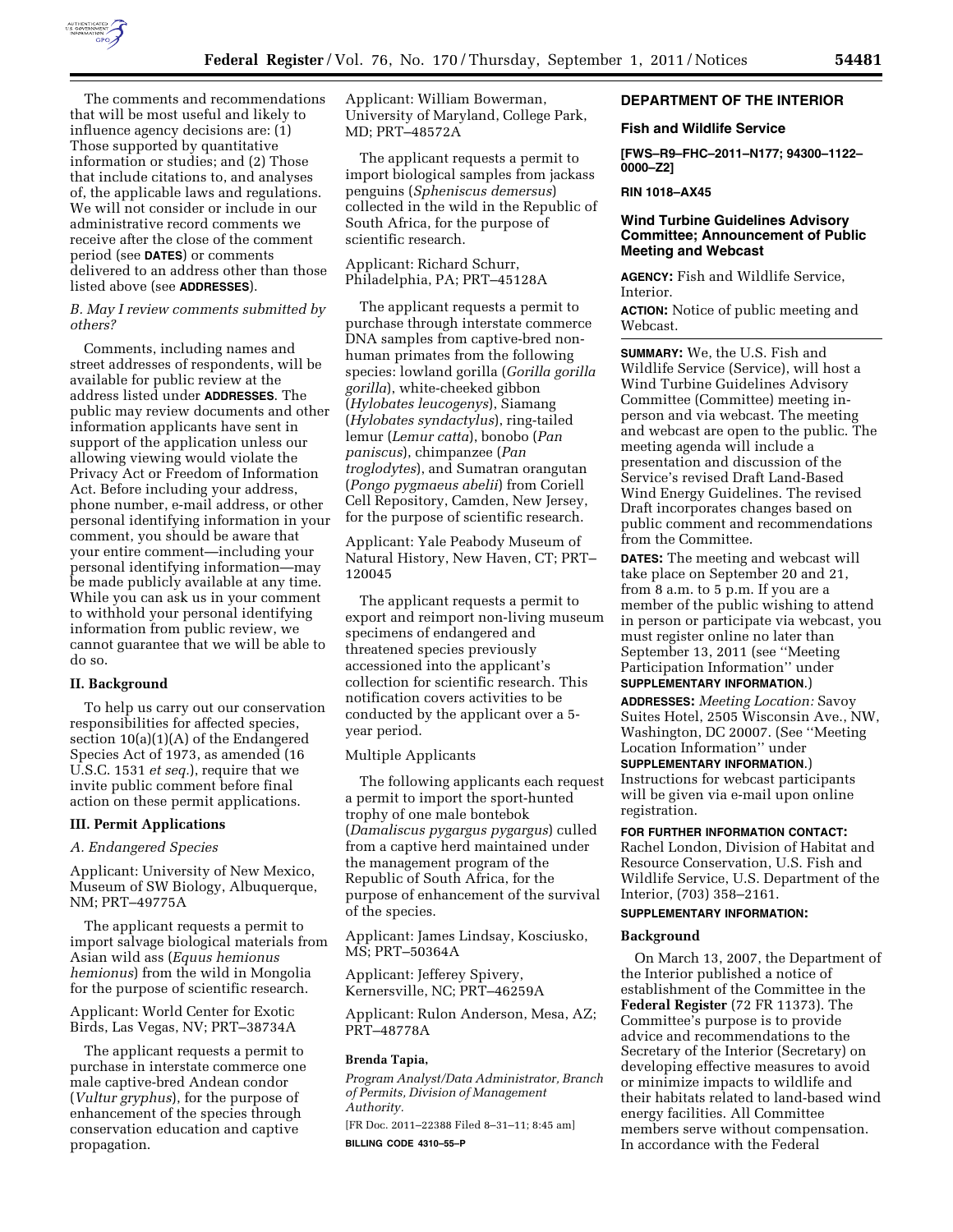The comments and recommendations that will be most useful and likely to influence agency decisions are: (1) Those supported by quantitative information or studies; and (2) Those that include citations to, and analyses of, the applicable laws and regulations. We will not consider or include in our administrative record comments we receive after the close of the comment period (see **DATES**) or comments delivered to an address other than those listed above (see **ADDRESSES**).

*B. May I review comments submitted by others?*

Comments, including names and street addresses of respondents, will be available for public review at the address listed under **ADDRESSES**. The public may review documents and other information applicants have sent in support of the application unless our allowing viewing would violate the Privacy Act or Freedom of Information Act. Before including your address, phone number, e-mail address, or other personal identifying information in your comment, you should be aware that your entire comment—including your personal identifying information—may be made publicly available at any time. While you can ask us in your comment to withhold your personal identifying information from public review, we cannot guarantee that we will be able to do so.

## II. Background

To help us carry out our conservation responsibilities for affected species, section 10(a)(1)(A) of the Endangered Species Act of 1973, as amended (16 U.S.C. 1531 *et seq.*), require that we invite public comment before final action on these permit applications.

## III. Permit Applications

*A. Endangered Species*

Applicant: University of New Mexico, Museum of SW Biology, Albuquerque, NM; PRT–49775A

The applicant requests a permit to import salvage biological materials from Asian wild ass (*Equus hemionus hemionus*) from the wild in Mongolia for the purpose of scientific research.

Applicant: World Center for Exotic Birds, Las Vegas, NV; PRT–38734A

The applicant requests a permit to purchase in interstate commerce one male captive-bred Andean condor (*Vultur gryphus*), for the purpose of enhancement of the species through conservation education and captive propagation.

Applicant: William Bowerman, University of Maryland, College Park, MD; PRT–48572A

The applicant requests a permit to import biological samples from jackass penguins (*Spheniscus demersus*) collected in the wild in the Republic of South Africa, for the purpose of scientific research.

Applicant: Richard Schurr, Philadelphia, PA; PRT–45128A

The applicant requests a permit to purchase through interstate commerce DNA samples from captive-bred non-human primates from the following species: lowland gorilla (*Gorilla gorilla gorilla*), white-cheeked gibbon (*Hylobates leucogenys*), Siamang (*Hylobates syndactylus*), ring-tailed lemur (*Lemur catta*), bonobo (*Pan paniscus*), chimpanzee (*Pan troglodytes*), and Sumatran orangutan (*Pongo pygmaeus abelii*) from Coriell Cell Repository, Camden, New Jersey, for the purpose of scientific research.

Applicant: Yale Peabody Museum of Natural History, New Haven, CT; PRT–120045

The applicant requests a permit to export and reimport non-living museum specimens of endangered and threatened species previously accessioned into the applicant's collection for scientific research. This notification covers activities to be conducted by the applicant over a 5-year period.

Multiple Applicants

The following applicants each request a permit to import the sport-hunted trophy of one male bontebok (*Damaliscus pygargus pygargus*) culled from a captive herd maintained under the management program of the Republic of South Africa, for the purpose of enhancement of the survival of the species.

Applicant: James Lindsay, Kosciusko, MS; PRT–50364A

Applicant: Jefferey Spivery, Kernersville, NC; PRT–46259A

Applicant: Rulon Anderson, Mesa, AZ; PRT–48778A

**Brenda Tapia,**

*Program Analyst/Data Administrator, Branch of Permits, Division of Management Authority.*

[FR Doc. 2011–22388 Filed 8–31–11; 8:45 am]

**BILLING CODE 4310–55–P**

# DEPARTMENT OF THE INTERIOR

## Fish and Wildlife Service

**[FWS–R9–FHC–2011–N177; 94300–1122–0000–Z2]**

**RIN 1018–AX45**

## Wind Turbine Guidelines Advisory Committee; Announcement of Public Meeting and Webcast

**AGENCY:** Fish and Wildlife Service, Interior.

**ACTION:** Notice of public meeting and Webcast.

**SUMMARY:** We, the U.S. Fish and Wildlife Service (Service), will host a Wind Turbine Guidelines Advisory Committee (Committee) meeting in-person and via webcast. The meeting and webcast are open to the public. The meeting agenda will include a presentation and discussion of the Service's revised Draft Land-Based Wind Energy Guidelines. The revised Draft incorporates changes based on public comment and recommendations from the Committee.

**DATES:** The meeting and webcast will take place on September 20 and 21, from 8 a.m. to 5 p.m. If you are a member of the public wishing to attend in person or participate via webcast, you must register online no later than September 13, 2011 (see ''Meeting Participation Information'' under **SUPPLEMENTARY INFORMATION**.)

**ADDRESSES:** *Meeting Location:* Savoy Suites Hotel, 2505 Wisconsin Ave., NW, Washington, DC 20007. (See ''Meeting Location Information'' under **SUPPLEMENTARY INFORMATION**.) Instructions for webcast participants will be given via e-mail upon online registration.

**FOR FURTHER INFORMATION CONTACT:** Rachel London, Division of Habitat and Resource Conservation, U.S. Fish and Wildlife Service, U.S. Department of the Interior, (703) 358–2161.

**SUPPLEMENTARY INFORMATION:**

### Background

On March 13, 2007, the Department of the Interior published a notice of establishment of the Committee in the **Federal Register** (72 FR 11373). The Committee's purpose is to provide advice and recommendations to the Secretary of the Interior (Secretary) on developing effective measures to avoid or minimize impacts to wildlife and their habitats related to land-based wind energy facilities. All Committee members serve without compensation. In accordance with the Federal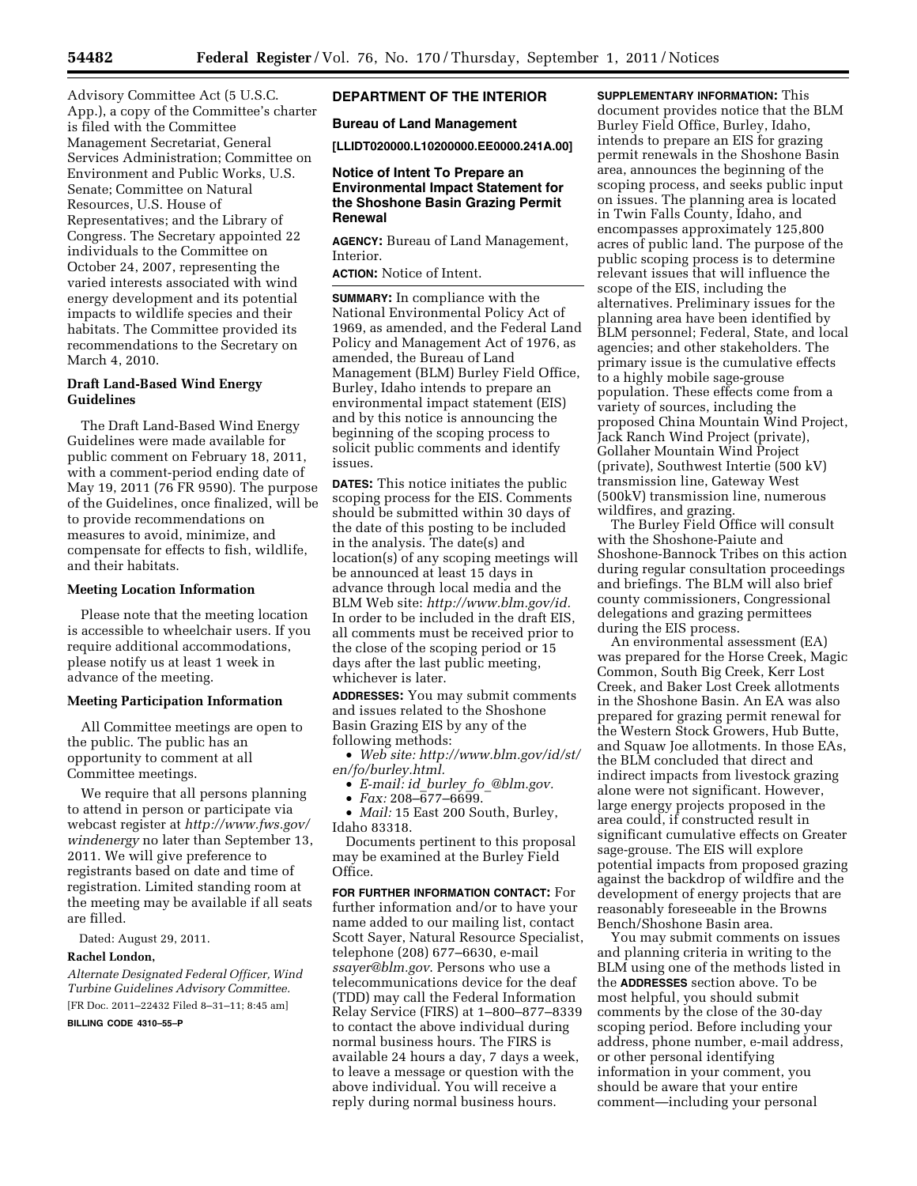Advisory Committee Act (5 U.S.C. App.), a copy of the Committee's charter is filed with the Committee Management Secretariat, General Services Administration; Committee on Environment and Public Works, U.S. Senate; Committee on Natural Resources, U.S. House of Representatives; and the Library of Congress. The Secretary appointed 22 individuals to the Committee on October 24, 2007, representing the varied interests associated with wind energy development and its potential impacts to wildlife species and their habitats. The Committee provided its recommendations to the Secretary on March 4, 2010.

### Draft Land-Based Wind Energy Guidelines

The Draft Land-Based Wind Energy Guidelines were made available for public comment on February 18, 2011, with a comment-period ending date of May 19, 2011 (76 FR 9590). The purpose of the Guidelines, once finalized, will be to provide recommendations on measures to avoid, minimize, and compensate for effects to fish, wildlife, and their habitats.

### Meeting Location Information

Please note that the meeting location is accessible to wheelchair users. If you require additional accommodations, please notify us at least 1 week in advance of the meeting.

### Meeting Participation Information

All Committee meetings are open to the public. The public has an opportunity to comment at all Committee meetings.

We require that all persons planning to attend in person or participate via webcast register at *http://www.fws.gov/windenergy* no later than September 13, 2011. We will give preference to registrants based on date and time of registration. Limited standing room at the meeting may be available if all seats are filled.

Dated: August 29, 2011.

**Rachel London,**

*Alternate Designated Federal Officer, Wind Turbine Guidelines Advisory Committee.*

[FR Doc. 2011–22432 Filed 8–31–11; 8:45 am]

**BILLING CODE 4310–55–P**

## DEPARTMENT OF THE INTERIOR

### Bureau of Land Management

**[LLIDT020000.L10200000.EE0000.241A.00]**

### Notice of Intent To Prepare an Environmental Impact Statement for the Shoshone Basin Grazing Permit Renewal

**AGENCY:** Bureau of Land Management, Interior.

**ACTION:** Notice of Intent.

**SUMMARY:** In compliance with the National Environmental Policy Act of 1969, as amended, and the Federal Land Policy and Management Act of 1976, as amended, the Bureau of Land Management (BLM) Burley Field Office, Burley, Idaho intends to prepare an environmental impact statement (EIS) and by this notice is announcing the beginning of the scoping process to solicit public comments and identify issues.

**DATES:** This notice initiates the public scoping process for the EIS. Comments should be submitted within 30 days of the date of this posting to be included in the analysis. The date(s) and location(s) of any scoping meetings will be announced at least 15 days in advance through local media and the BLM Web site: *http://www.blm.gov/id.* In order to be included in the draft EIS, all comments must be received prior to the close of the scoping period or 15 days after the last public meeting, whichever is later.

**ADDRESSES:** You may submit comments and issues related to the Shoshone Basin Grazing EIS by any of the following methods:

- *Web site: http://www.blm.gov/id/st/en/fo/burley.html.*
- *E-mail: id_burley_fo_@blm.gov.*
- *Fax:* 208–677–6699.
- *Mail:* 15 East 200 South, Burley, Idaho 83318.

Documents pertinent to this proposal may be examined at the Burley Field Office.

**FOR FURTHER INFORMATION CONTACT:** For further information and/or to have your name added to our mailing list, contact Scott Sayer, Natural Resource Specialist, telephone (208) 677–6630, e-mail *ssayer@blm.gov.* Persons who use a telecommunications device for the deaf (TDD) may call the Federal Information Relay Service (FIRS) at 1–800–877–8339 to contact the above individual during normal business hours. The FIRS is available 24 hours a day, 7 days a week, to leave a message or question with the above individual. You will receive a reply during normal business hours.

**SUPPLEMENTARY INFORMATION:** This document provides notice that the BLM Burley Field Office, Burley, Idaho, intends to prepare an EIS for grazing permit renewals in the Shoshone Basin area, announces the beginning of the scoping process, and seeks public input on issues. The planning area is located in Twin Falls County, Idaho, and encompasses approximately 125,800 acres of public land. The purpose of the public scoping process is to determine relevant issues that will influence the scope of the EIS, including the alternatives. Preliminary issues for the planning area have been identified by BLM personnel; Federal, State, and local agencies; and other stakeholders. The primary issue is the cumulative effects to a highly mobile sage-grouse population. These effects come from a variety of sources, including the proposed China Mountain Wind Project, Jack Ranch Wind Project (private), Gollaher Mountain Wind Project (private), Southwest Intertie (500 kV) transmission line, Gateway West (500kV) transmission line, numerous wildfires, and grazing.

The Burley Field Office will consult with the Shoshone-Paiute and Shoshone-Bannock Tribes on this action during regular consultation proceedings and briefings. The BLM will also brief county commissioners, Congressional delegations and grazing permittees during the EIS process.

An environmental assessment (EA) was prepared for the Horse Creek, Magic Common, South Big Creek, Kerr Lost Creek, and Baker Lost Creek allotments in the Shoshone Basin. An EA was also prepared for grazing permit renewal for the Western Stock Growers, Hub Butte, and Squaw Joe allotments. In those EAs, the BLM concluded that direct and indirect impacts from livestock grazing alone were not significant. However, large energy projects proposed in the area could, if constructed result in significant cumulative effects on Greater sage-grouse. The EIS will explore potential impacts from proposed grazing against the backdrop of wildfire and the development of energy projects that are reasonably foreseeable in the Browns Bench/Shoshone Basin area.

You may submit comments on issues and planning criteria in writing to the BLM using one of the methods listed in the **ADDRESSES** section above. To be most helpful, you should submit comments by the close of the 30-day scoping period. Before including your address, phone number, e-mail address, or other personal identifying information in your comment, you should be aware that your entire comment—including your personal